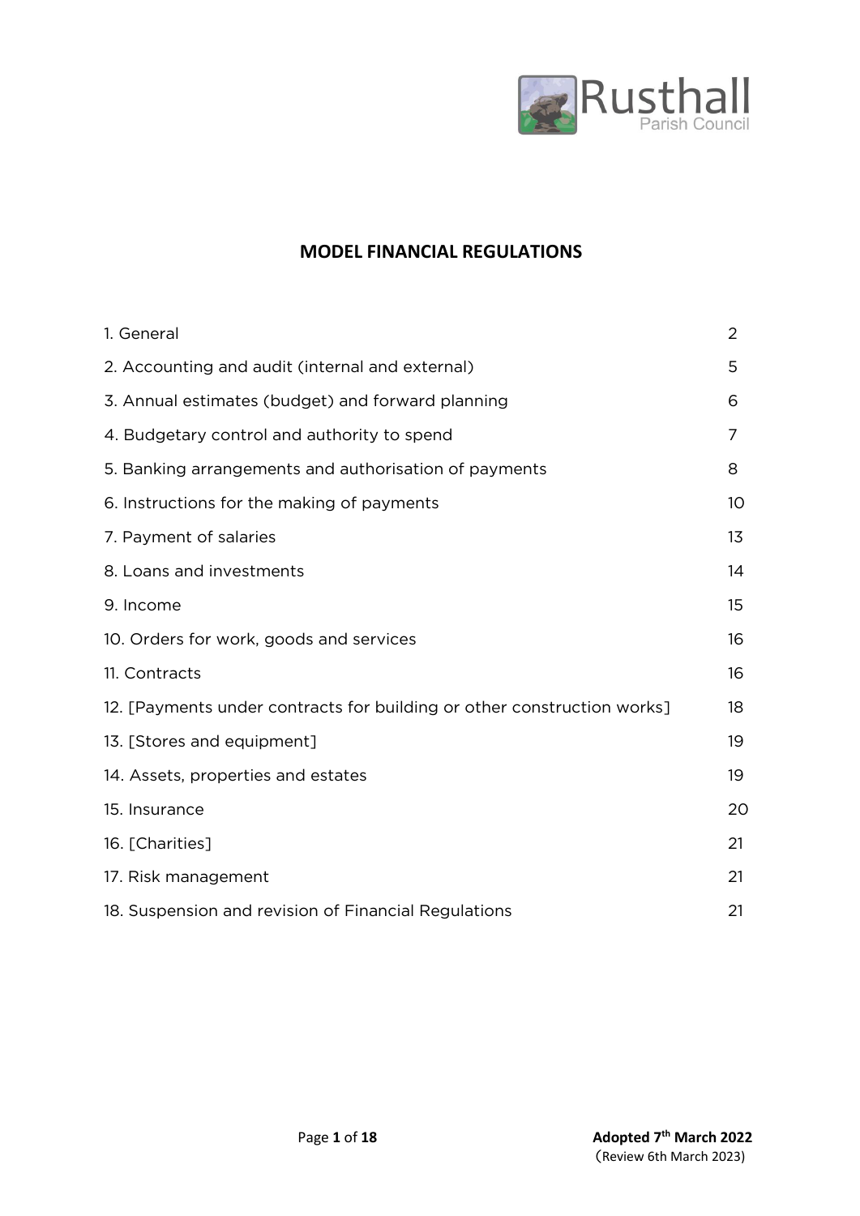Rusthall
Parish Council

# MODEL FINANCIAL REGULATIONS

| | |
|---|---|
| 1. General | 2 |
| 2. Accounting and audit (internal and external) | 5 |
| 3. Annual estimates (budget) and forward planning | 6 |
| 4. Budgetary control and authority to spend | 7 |
| 5. Banking arrangements and authorisation of payments | 8 |
| 6. Instructions for the making of payments | 10 |
| 7. Payment of salaries | 13 |
| 8. Loans and investments | 14 |
| 9. Income | 15 |
| 10. Orders for work, goods and services | 16 |
| 11. Contracts | 16 |
| 12. [Payments under contracts for building or other construction works] | 18 |
| 13. [Stores and equipment] | 19 |
| 14. Assets, properties and estates | 19 |
| 15. Insurance | 20 |
| 16. [Charities] | 21 |
| 17. Risk management | 21 |
| 18. Suspension and revision of Financial Regulations | 21 |

**Adopted 7th March 2022**
(Review 6th March 2023)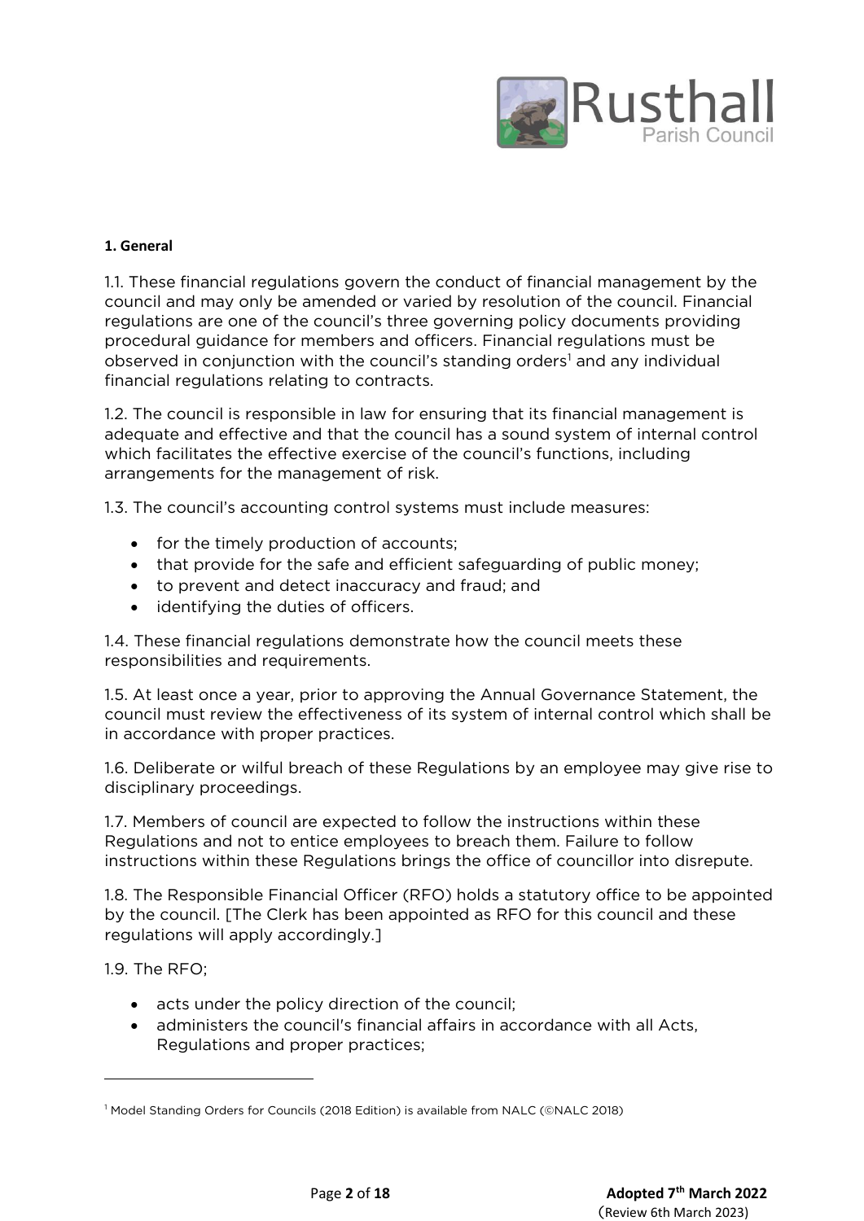**1. General**

1.1. These financial regulations govern the conduct of financial management by the council and may only be amended or varied by resolution of the council. Financial regulations are one of the council's three governing policy documents providing procedural guidance for members and officers. Financial regulations must be observed in conjunction with the council's standing orders[1] and any individual financial regulations relating to contracts.

1.2. The council is responsible in law for ensuring that its financial management is adequate and effective and that the council has a sound system of internal control which facilitates the effective exercise of the council's functions, including arrangements for the management of risk.

1.3. The council's accounting control systems must include measures:

- for the timely production of accounts;
- that provide for the safe and efficient safeguarding of public money;
- to prevent and detect inaccuracy and fraud; and
- identifying the duties of officers.

1.4. These financial regulations demonstrate how the council meets these responsibilities and requirements.

1.5. At least once a year, prior to approving the Annual Governance Statement, the council must review the effectiveness of its system of internal control which shall be in accordance with proper practices.

1.6. Deliberate or wilful breach of these Regulations by an employee may give rise to disciplinary proceedings.

1.7. Members of council are expected to follow the instructions within these Regulations and not to entice employees to breach them. Failure to follow instructions within these Regulations brings the office of councillor into disrepute.

1.8. The Responsible Financial Officer (RFO) holds a statutory office to be appointed by the council. [The Clerk has been appointed as RFO for this council and these regulations will apply accordingly.]

1.9. The RFO;

- acts under the policy direction of the council;
- administers the council's financial affairs in accordance with all Acts, Regulations and proper practices;

[1] Model Standing Orders for Councils (2018 Edition) is available from NALC (©NALC 2018)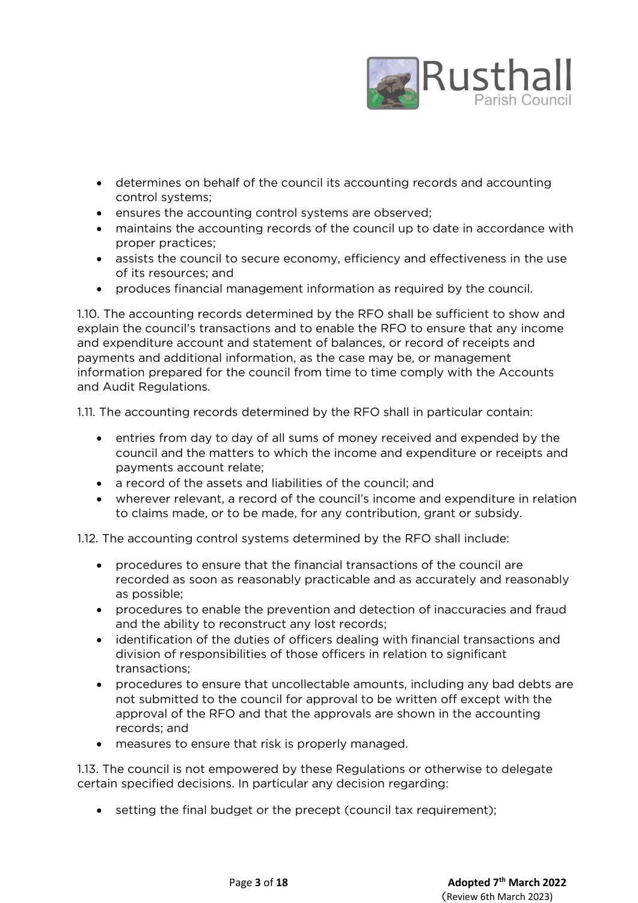- determines on behalf of the council its accounting records and accounting control systems;
- ensures the accounting control systems are observed;
- maintains the accounting records of the council up to date in accordance with proper practices;
- assists the council to secure economy, efficiency and effectiveness in the use of its resources; and
- produces financial management information as required by the council.

1.10. The accounting records determined by the RFO shall be sufficient to show and explain the council's transactions and to enable the RFO to ensure that any income and expenditure account and statement of balances, or record of receipts and payments and additional information, as the case may be, or management information prepared for the council from time to time comply with the Accounts and Audit Regulations.

1.11. The accounting records determined by the RFO shall in particular contain:

- entries from day to day of all sums of money received and expended by the council and the matters to which the income and expenditure or receipts and payments account relate;
- a record of the assets and liabilities of the council; and
- wherever relevant, a record of the council's income and expenditure in relation to claims made, or to be made, for any contribution, grant or subsidy.

1.12. The accounting control systems determined by the RFO shall include:

- procedures to ensure that the financial transactions of the council are recorded as soon as reasonably practicable and as accurately and reasonably as possible;
- procedures to enable the prevention and detection of inaccuracies and fraud and the ability to reconstruct any lost records;
- identification of the duties of officers dealing with financial transactions and division of responsibilities of those officers in relation to significant transactions;
- procedures to ensure that uncollectable amounts, including any bad debts are not submitted to the council for approval to be written off except with the approval of the RFO and that the approvals are shown in the accounting records; and
- measures to ensure that risk is properly managed.

1.13. The council is not empowered by these Regulations or otherwise to delegate certain specified decisions. In particular any decision regarding:

- setting the final budget or the precept (council tax requirement);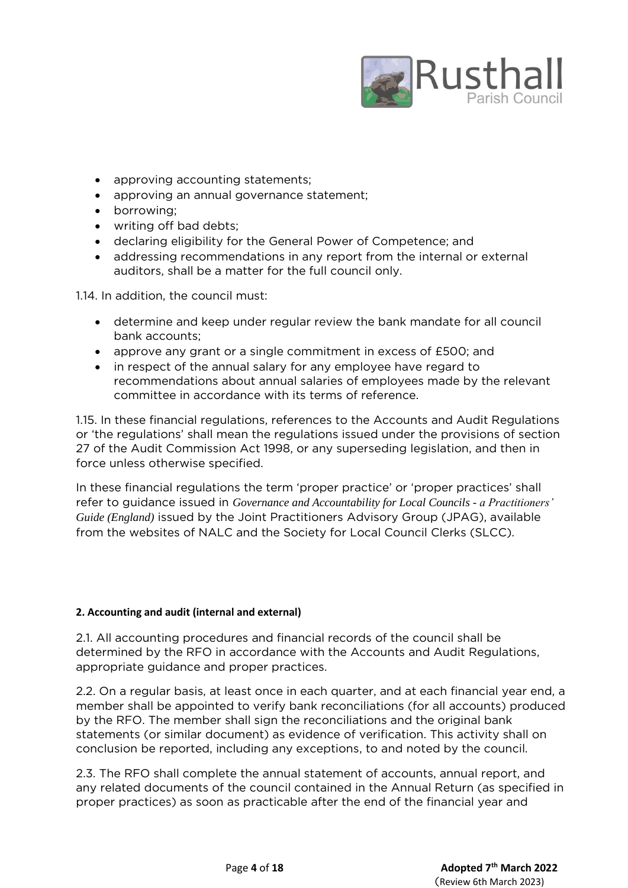- approving accounting statements;
- approving an annual governance statement;
- borrowing;
- writing off bad debts;
- declaring eligibility for the General Power of Competence; and
- addressing recommendations in any report from the internal or external auditors, shall be a matter for the full council only.

1.14. In addition, the council must:

- determine and keep under regular review the bank mandate for all council bank accounts;
- approve any grant or a single commitment in excess of £500; and
- in respect of the annual salary for any employee have regard to recommendations about annual salaries of employees made by the relevant committee in accordance with its terms of reference.

1.15. In these financial regulations, references to the Accounts and Audit Regulations or 'the regulations' shall mean the regulations issued under the provisions of section 27 of the Audit Commission Act 1998, or any superseding legislation, and then in force unless otherwise specified.

In these financial regulations the term 'proper practice' or 'proper practices' shall refer to guidance issued in *Governance and Accountability for Local Councils - a Practitioners' Guide (England)* issued by the Joint Practitioners Advisory Group (JPAG), available from the websites of NALC and the Society for Local Council Clerks (SLCC).

#### 2. Accounting and audit (internal and external)

2.1. All accounting procedures and financial records of the council shall be determined by the RFO in accordance with the Accounts and Audit Regulations, appropriate guidance and proper practices.

2.2. On a regular basis, at least once in each quarter, and at each financial year end, a member shall be appointed to verify bank reconciliations (for all accounts) produced by the RFO. The member shall sign the reconciliations and the original bank statements (or similar document) as evidence of verification. This activity shall on conclusion be reported, including any exceptions, to and noted by the council.

2.3. The RFO shall complete the annual statement of accounts, annual report, and any related documents of the council contained in the Annual Return (as specified in proper practices) as soon as practicable after the end of the financial year and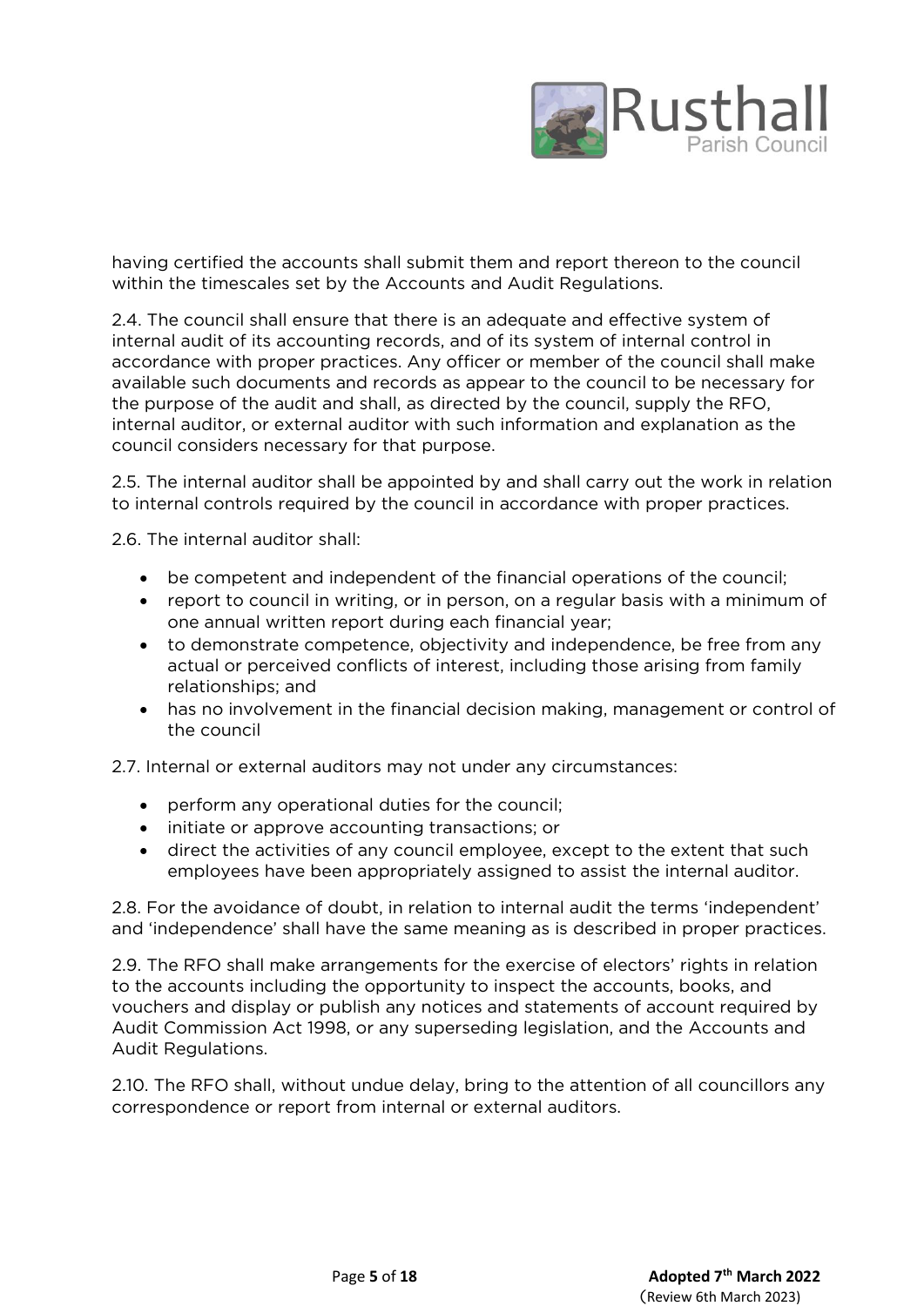having certified the accounts shall submit them and report thereon to the council within the timescales set by the Accounts and Audit Regulations.

2.4. The council shall ensure that there is an adequate and effective system of internal audit of its accounting records, and of its system of internal control in accordance with proper practices. Any officer or member of the council shall make available such documents and records as appear to the council to be necessary for the purpose of the audit and shall, as directed by the council, supply the RFO, internal auditor, or external auditor with such information and explanation as the council considers necessary for that purpose.

2.5. The internal auditor shall be appointed by and shall carry out the work in relation to internal controls required by the council in accordance with proper practices.

2.6. The internal auditor shall:

- be competent and independent of the financial operations of the council;
- report to council in writing, or in person, on a regular basis with a minimum of one annual written report during each financial year;
- to demonstrate competence, objectivity and independence, be free from any actual or perceived conflicts of interest, including those arising from family relationships; and
- has no involvement in the financial decision making, management or control of the council

2.7. Internal or external auditors may not under any circumstances:

- perform any operational duties for the council;
- initiate or approve accounting transactions; or
- direct the activities of any council employee, except to the extent that such employees have been appropriately assigned to assist the internal auditor.

2.8. For the avoidance of doubt, in relation to internal audit the terms 'independent' and 'independence' shall have the same meaning as is described in proper practices.

2.9. The RFO shall make arrangements for the exercise of electors' rights in relation to the accounts including the opportunity to inspect the accounts, books, and vouchers and display or publish any notices and statements of account required by Audit Commission Act 1998, or any superseding legislation, and the Accounts and Audit Regulations.

2.10. The RFO shall, without undue delay, bring to the attention of all councillors any correspondence or report from internal or external auditors.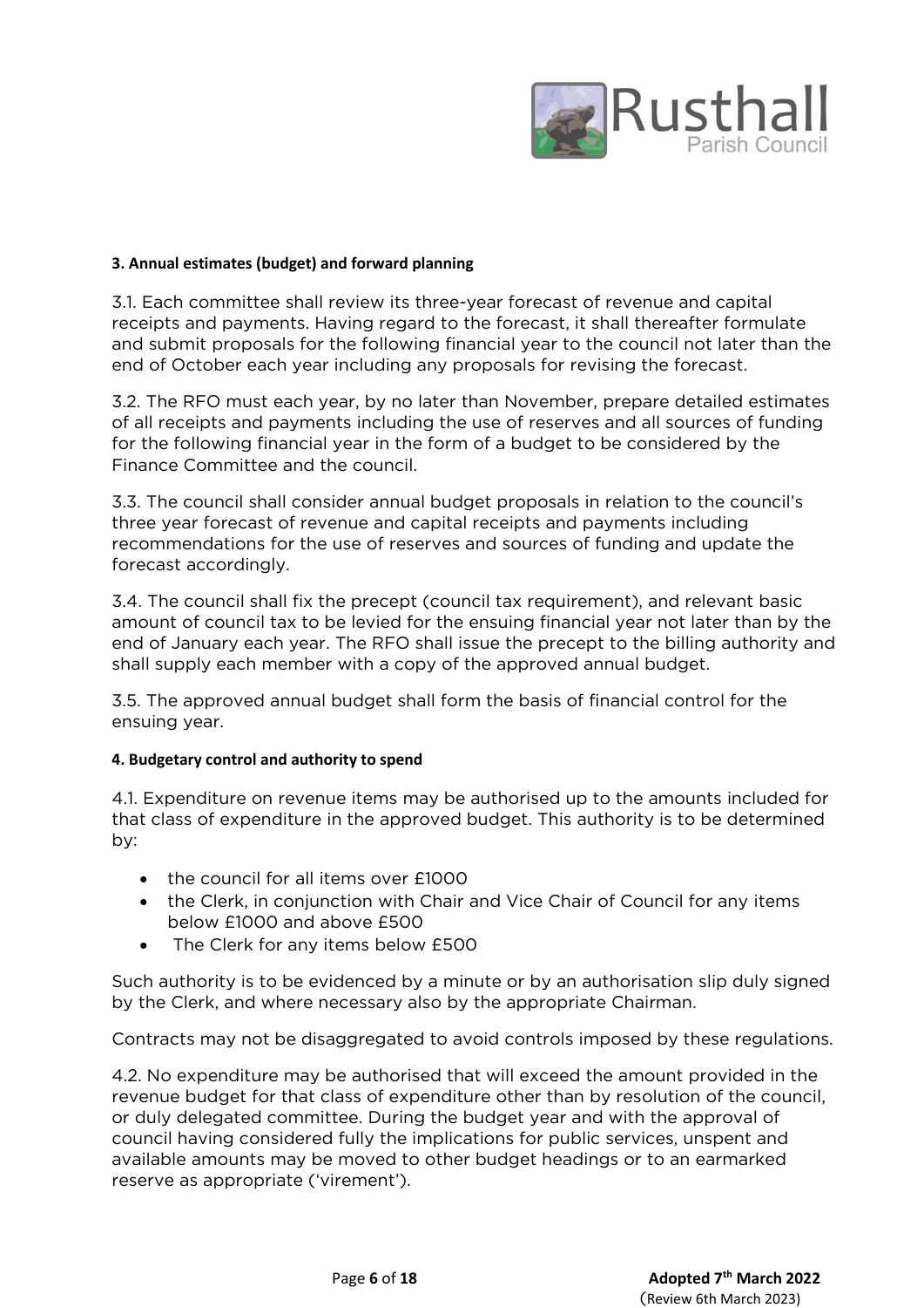### 3. Annual estimates (budget) and forward planning

3.1. Each committee shall review its three-year forecast of revenue and capital receipts and payments. Having regard to the forecast, it shall thereafter formulate and submit proposals for the following financial year to the council not later than the end of October each year including any proposals for revising the forecast.

3.2. The RFO must each year, by no later than November, prepare detailed estimates of all receipts and payments including the use of reserves and all sources of funding for the following financial year in the form of a budget to be considered by the Finance Committee and the council.

3.3. The council shall consider annual budget proposals in relation to the council's three year forecast of revenue and capital receipts and payments including recommendations for the use of reserves and sources of funding and update the forecast accordingly.

3.4. The council shall fix the precept (council tax requirement), and relevant basic amount of council tax to be levied for the ensuing financial year not later than by the end of January each year. The RFO shall issue the precept to the billing authority and shall supply each member with a copy of the approved annual budget.

3.5. The approved annual budget shall form the basis of financial control for the ensuing year.

### 4. Budgetary control and authority to spend

4.1. Expenditure on revenue items may be authorised up to the amounts included for that class of expenditure in the approved budget. This authority is to be determined by:

- the council for all items over £1000
- the Clerk, in conjunction with Chair and Vice Chair of Council for any items below £1000 and above £500
- The Clerk for any items below £500

Such authority is to be evidenced by a minute or by an authorisation slip duly signed by the Clerk, and where necessary also by the appropriate Chairman.

Contracts may not be disaggregated to avoid controls imposed by these regulations.

4.2. No expenditure may be authorised that will exceed the amount provided in the revenue budget for that class of expenditure other than by resolution of the council, or duly delegated committee. During the budget year and with the approval of council having considered fully the implications for public services, unspent and available amounts may be moved to other budget headings or to an earmarked reserve as appropriate ('virement').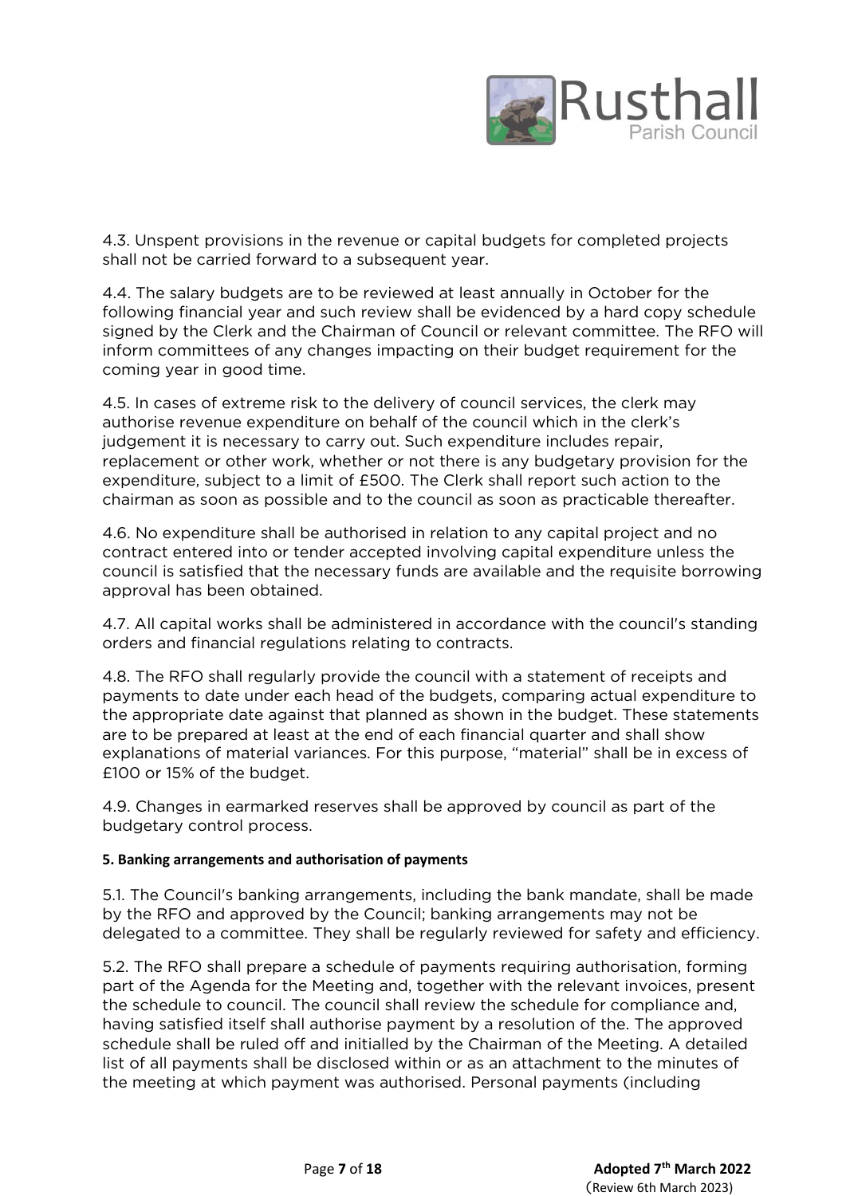4.3. Unspent provisions in the revenue or capital budgets for completed projects shall not be carried forward to a subsequent year.

4.4. The salary budgets are to be reviewed at least annually in October for the following financial year and such review shall be evidenced by a hard copy schedule signed by the Clerk and the Chairman of Council or relevant committee. The RFO will inform committees of any changes impacting on their budget requirement for the coming year in good time.

4.5. In cases of extreme risk to the delivery of council services, the clerk may authorise revenue expenditure on behalf of the council which in the clerk's judgement it is necessary to carry out. Such expenditure includes repair, replacement or other work, whether or not there is any budgetary provision for the expenditure, subject to a limit of £500. The Clerk shall report such action to the chairman as soon as possible and to the council as soon as practicable thereafter.

4.6. No expenditure shall be authorised in relation to any capital project and no contract entered into or tender accepted involving capital expenditure unless the council is satisfied that the necessary funds are available and the requisite borrowing approval has been obtained.

4.7. All capital works shall be administered in accordance with the council's standing orders and financial regulations relating to contracts.

4.8. The RFO shall regularly provide the council with a statement of receipts and payments to date under each head of the budgets, comparing actual expenditure to the appropriate date against that planned as shown in the budget. These statements are to be prepared at least at the end of each financial quarter and shall show explanations of material variances. For this purpose, "material" shall be in excess of £100 or 15% of the budget.

4.9. Changes in earmarked reserves shall be approved by council as part of the budgetary control process.

**5. Banking arrangements and authorisation of payments**

5.1. The Council's banking arrangements, including the bank mandate, shall be made by the RFO and approved by the Council; banking arrangements may not be delegated to a committee. They shall be regularly reviewed for safety and efficiency.

5.2. The RFO shall prepare a schedule of payments requiring authorisation, forming part of the Agenda for the Meeting and, together with the relevant invoices, present the schedule to council. The council shall review the schedule for compliance and, having satisfied itself shall authorise payment by a resolution of the. The approved schedule shall be ruled off and initialled by the Chairman of the Meeting. A detailed list of all payments shall be disclosed within or as an attachment to the minutes of the meeting at which payment was authorised. Personal payments (including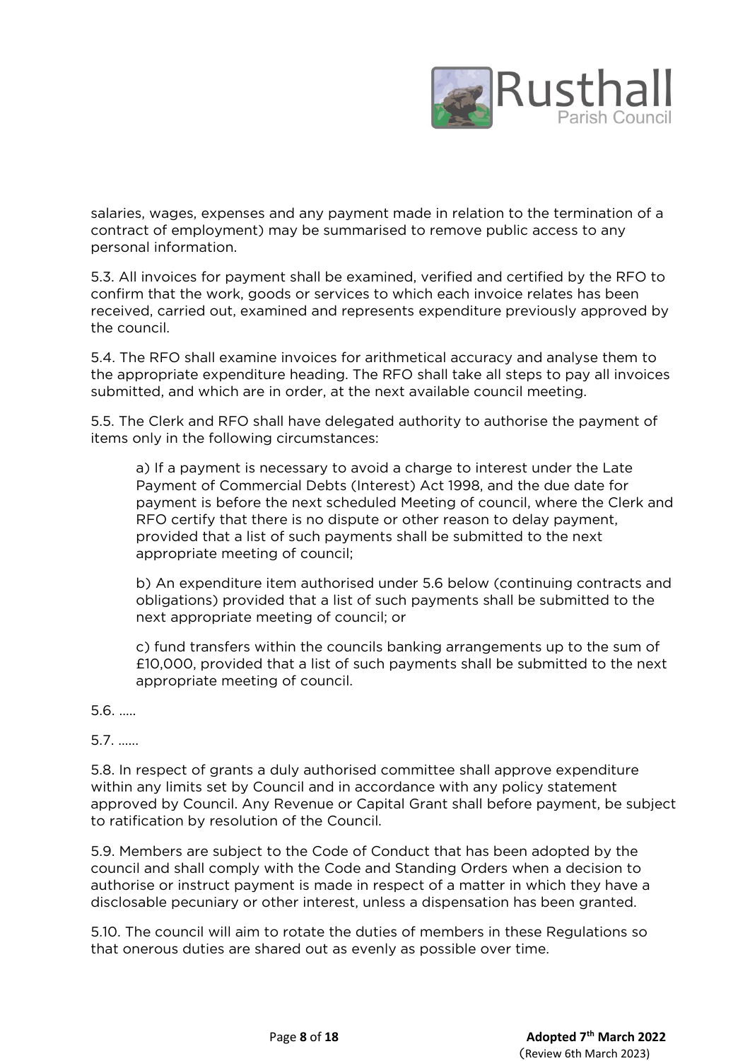salaries, wages, expenses and any payment made in relation to the termination of a contract of employment) may be summarised to remove public access to any personal information.

5.3. All invoices for payment shall be examined, verified and certified by the RFO to confirm that the work, goods or services to which each invoice relates has been received, carried out, examined and represents expenditure previously approved by the council.

5.4. The RFO shall examine invoices for arithmetical accuracy and analyse them to the appropriate expenditure heading. The RFO shall take all steps to pay all invoices submitted, and which are in order, at the next available council meeting.

5.5. The Clerk and RFO shall have delegated authority to authorise the payment of items only in the following circumstances:

> a) If a payment is necessary to avoid a charge to interest under the Late Payment of Commercial Debts (Interest) Act 1998, and the due date for payment is before the next scheduled Meeting of council, where the Clerk and RFO certify that there is no dispute or other reason to delay payment, provided that a list of such payments shall be submitted to the next appropriate meeting of council;
>
> b) An expenditure item authorised under 5.6 below (continuing contracts and obligations) provided that a list of such payments shall be submitted to the next appropriate meeting of council; or
>
> c) fund transfers within the councils banking arrangements up to the sum of £10,000, provided that a list of such payments shall be submitted to the next appropriate meeting of council.

5.6. .....

5.7. ......

5.8. In respect of grants a duly authorised committee shall approve expenditure within any limits set by Council and in accordance with any policy statement approved by Council. Any Revenue or Capital Grant shall before payment, be subject to ratification by resolution of the Council.

5.9. Members are subject to the Code of Conduct that has been adopted by the council and shall comply with the Code and Standing Orders when a decision to authorise or instruct payment is made in respect of a matter in which they have a disclosable pecuniary or other interest, unless a dispensation has been granted.

5.10. The council will aim to rotate the duties of members in these Regulations so that onerous duties are shared out as evenly as possible over time.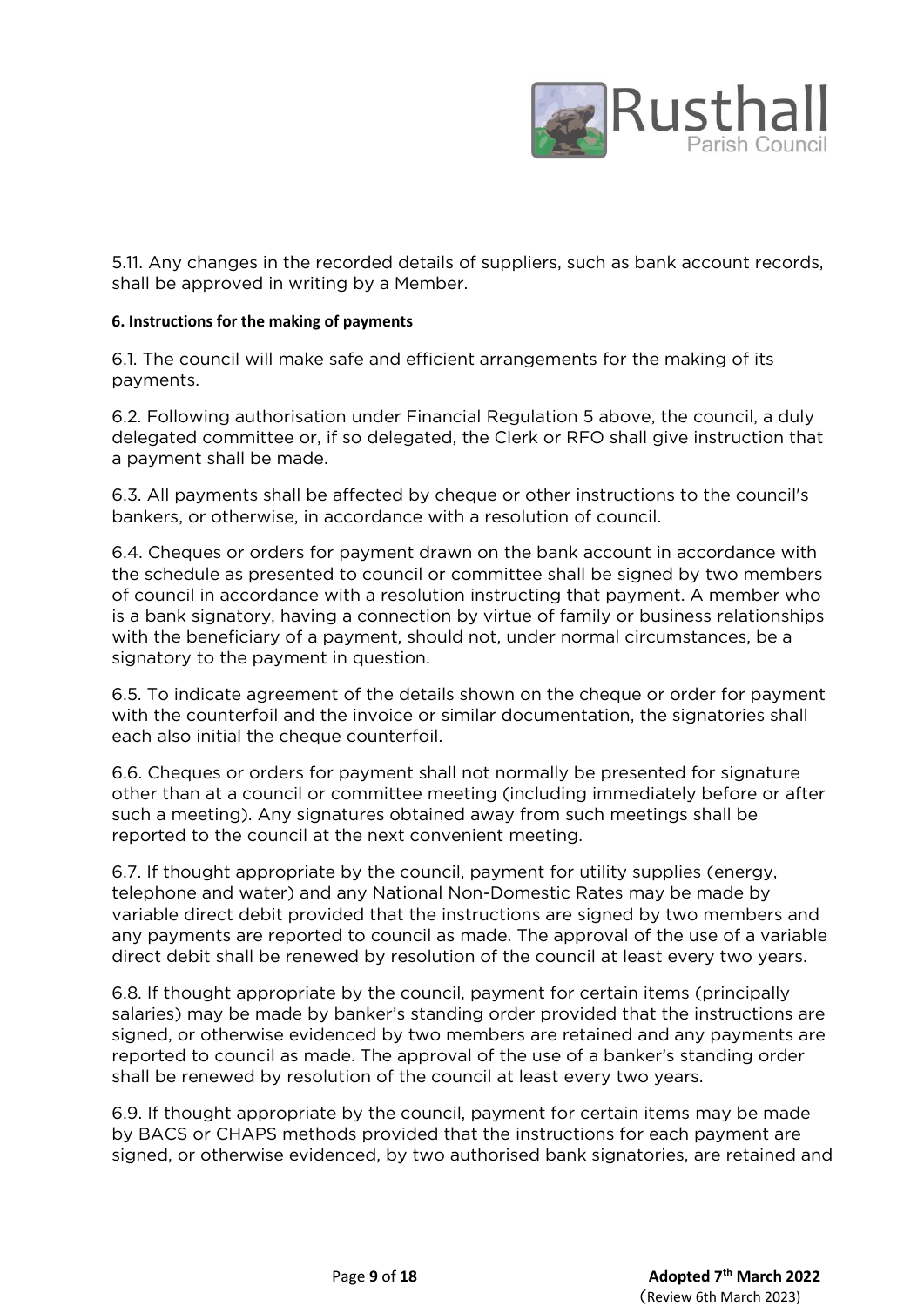5.11. Any changes in the recorded details of suppliers, such as bank account records, shall be approved in writing by a Member.

**6. Instructions for the making of payments**

6.1. The council will make safe and efficient arrangements for the making of its payments.

6.2. Following authorisation under Financial Regulation 5 above, the council, a duly delegated committee or, if so delegated, the Clerk or RFO shall give instruction that a payment shall be made.

6.3. All payments shall be affected by cheque or other instructions to the council's bankers, or otherwise, in accordance with a resolution of council.

6.4. Cheques or orders for payment drawn on the bank account in accordance with the schedule as presented to council or committee shall be signed by two members of council in accordance with a resolution instructing that payment. A member who is a bank signatory, having a connection by virtue of family or business relationships with the beneficiary of a payment, should not, under normal circumstances, be a signatory to the payment in question.

6.5. To indicate agreement of the details shown on the cheque or order for payment with the counterfoil and the invoice or similar documentation, the signatories shall each also initial the cheque counterfoil.

6.6. Cheques or orders for payment shall not normally be presented for signature other than at a council or committee meeting (including immediately before or after such a meeting). Any signatures obtained away from such meetings shall be reported to the council at the next convenient meeting.

6.7. If thought appropriate by the council, payment for utility supplies (energy, telephone and water) and any National Non-Domestic Rates may be made by variable direct debit provided that the instructions are signed by two members and any payments are reported to council as made. The approval of the use of a variable direct debit shall be renewed by resolution of the council at least every two years.

6.8. If thought appropriate by the council, payment for certain items (principally salaries) may be made by banker's standing order provided that the instructions are signed, or otherwise evidenced by two members are retained and any payments are reported to council as made. The approval of the use of a banker's standing order shall be renewed by resolution of the council at least every two years.

6.9. If thought appropriate by the council, payment for certain items may be made by BACS or CHAPS methods provided that the instructions for each payment are signed, or otherwise evidenced, by two authorised bank signatories, are retained and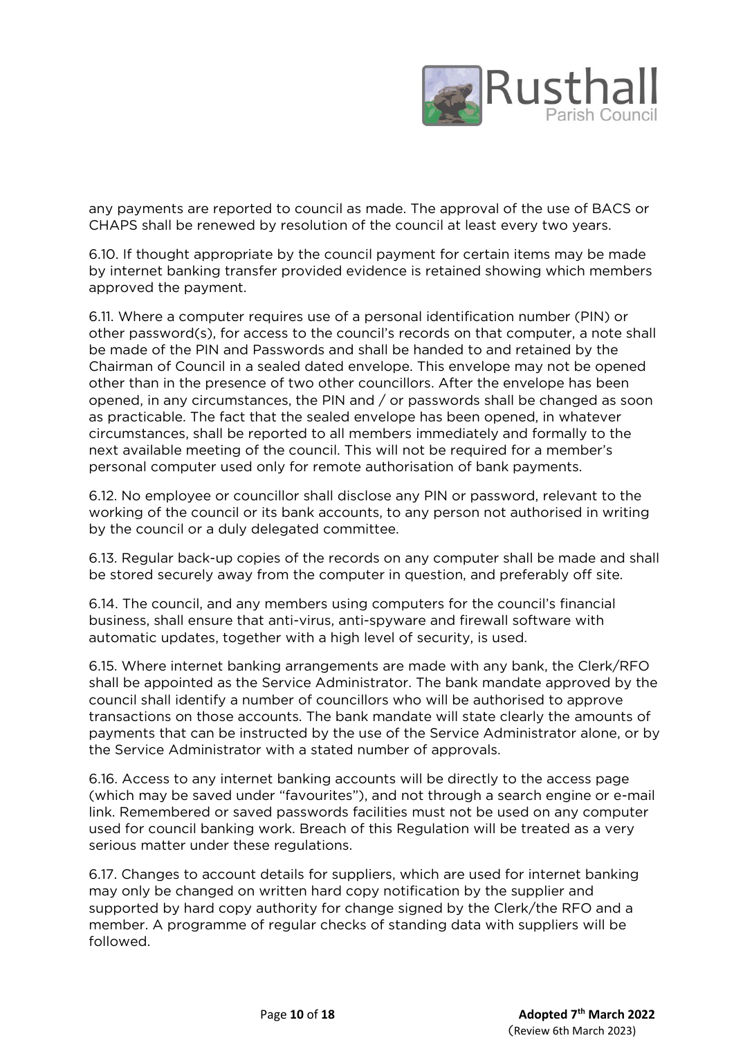any payments are reported to council as made. The approval of the use of BACS or CHAPS shall be renewed by resolution of the council at least every two years.

6.10. If thought appropriate by the council payment for certain items may be made by internet banking transfer provided evidence is retained showing which members approved the payment.

6.11. Where a computer requires use of a personal identification number (PIN) or other password(s), for access to the council's records on that computer, a note shall be made of the PIN and Passwords and shall be handed to and retained by the Chairman of Council in a sealed dated envelope. This envelope may not be opened other than in the presence of two other councillors. After the envelope has been opened, in any circumstances, the PIN and / or passwords shall be changed as soon as practicable. The fact that the sealed envelope has been opened, in whatever circumstances, shall be reported to all members immediately and formally to the next available meeting of the council. This will not be required for a member's personal computer used only for remote authorisation of bank payments.

6.12. No employee or councillor shall disclose any PIN or password, relevant to the working of the council or its bank accounts, to any person not authorised in writing by the council or a duly delegated committee.

6.13. Regular back-up copies of the records on any computer shall be made and shall be stored securely away from the computer in question, and preferably off site.

6.14. The council, and any members using computers for the council's financial business, shall ensure that anti-virus, anti-spyware and firewall software with automatic updates, together with a high level of security, is used.

6.15. Where internet banking arrangements are made with any bank, the Clerk/RFO shall be appointed as the Service Administrator. The bank mandate approved by the council shall identify a number of councillors who will be authorised to approve transactions on those accounts. The bank mandate will state clearly the amounts of payments that can be instructed by the use of the Service Administrator alone, or by the Service Administrator with a stated number of approvals.

6.16. Access to any internet banking accounts will be directly to the access page (which may be saved under "favourites"), and not through a search engine or e-mail link. Remembered or saved passwords facilities must not be used on any computer used for council banking work. Breach of this Regulation will be treated as a very serious matter under these regulations.

6.17. Changes to account details for suppliers, which are used for internet banking may only be changed on written hard copy notification by the supplier and supported by hard copy authority for change signed by the Clerk/the RFO and a member. A programme of regular checks of standing data with suppliers will be followed.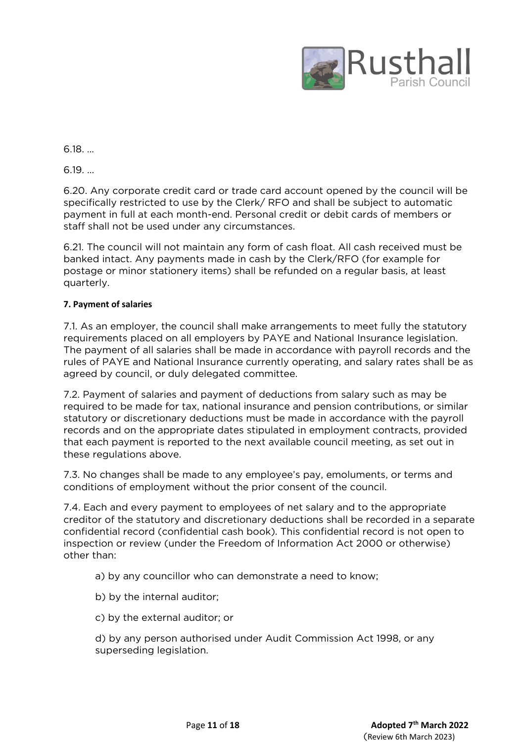6.18. …

6.19. …

6.20. Any corporate credit card or trade card account opened by the council will be specifically restricted to use by the Clerk/ RFO and shall be subject to automatic payment in full at each month-end. Personal credit or debit cards of members or staff shall not be used under any circumstances.

6.21. The council will not maintain any form of cash float. All cash received must be banked intact. Any payments made in cash by the Clerk/RFO (for example for postage or minor stationery items) shall be refunded on a regular basis, at least quarterly.

#### 7. Payment of salaries

7.1. As an employer, the council shall make arrangements to meet fully the statutory requirements placed on all employers by PAYE and National Insurance legislation. The payment of all salaries shall be made in accordance with payroll records and the rules of PAYE and National Insurance currently operating, and salary rates shall be as agreed by council, or duly delegated committee.

7.2. Payment of salaries and payment of deductions from salary such as may be required to be made for tax, national insurance and pension contributions, or similar statutory or discretionary deductions must be made in accordance with the payroll records and on the appropriate dates stipulated in employment contracts, provided that each payment is reported to the next available council meeting, as set out in these regulations above.

7.3. No changes shall be made to any employee's pay, emoluments, or terms and conditions of employment without the prior consent of the council.

7.4. Each and every payment to employees of net salary and to the appropriate creditor of the statutory and discretionary deductions shall be recorded in a separate confidential record (confidential cash book). This confidential record is not open to inspection or review (under the Freedom of Information Act 2000 or otherwise) other than:

a) by any councillor who can demonstrate a need to know;

b) by the internal auditor;

c) by the external auditor; or

d) by any person authorised under Audit Commission Act 1998, or any superseding legislation.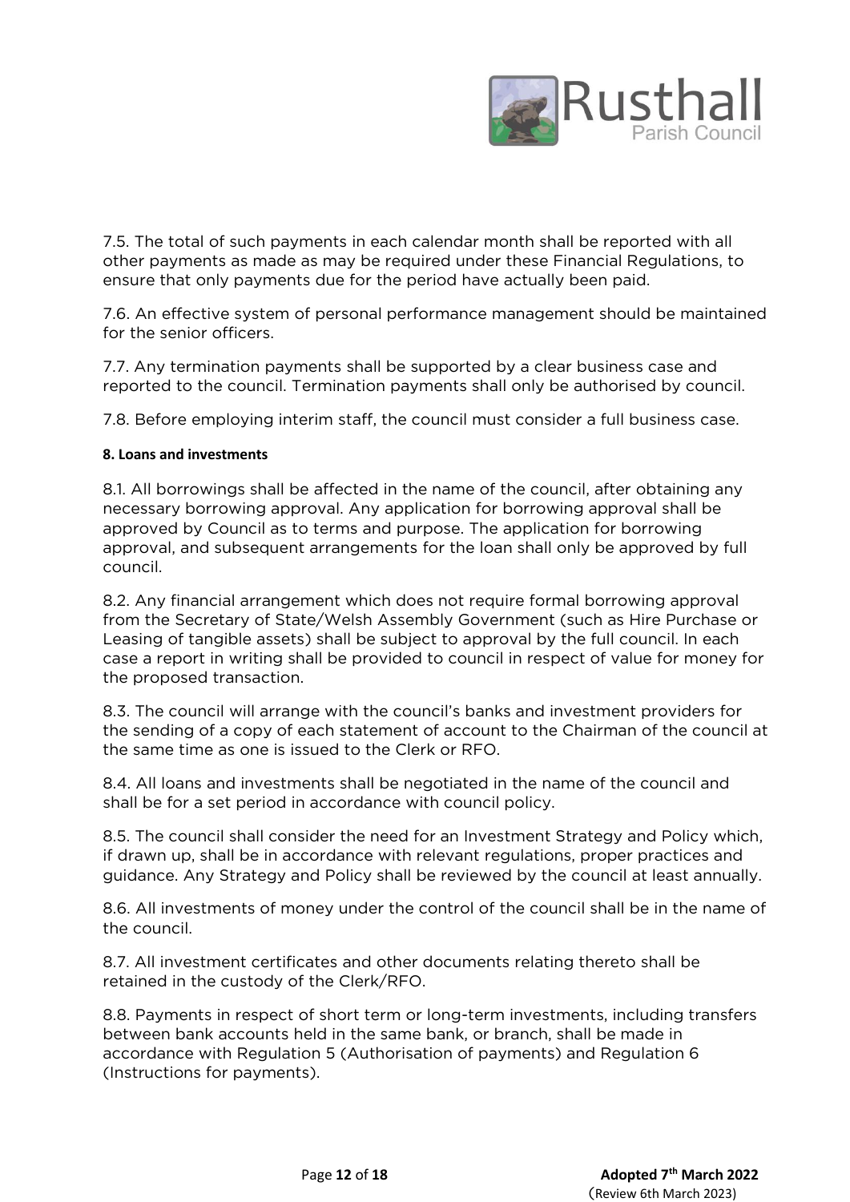7.5. The total of such payments in each calendar month shall be reported with all other payments as made as may be required under these Financial Regulations, to ensure that only payments due for the period have actually been paid.

7.6. An effective system of personal performance management should be maintained for the senior officers.

7.7. Any termination payments shall be supported by a clear business case and reported to the council. Termination payments shall only be authorised by council.

7.8. Before employing interim staff, the council must consider a full business case.

#### 8. Loans and investments

8.1. All borrowings shall be affected in the name of the council, after obtaining any necessary borrowing approval. Any application for borrowing approval shall be approved by Council as to terms and purpose. The application for borrowing approval, and subsequent arrangements for the loan shall only be approved by full council.

8.2. Any financial arrangement which does not require formal borrowing approval from the Secretary of State/Welsh Assembly Government (such as Hire Purchase or Leasing of tangible assets) shall be subject to approval by the full council. In each case a report in writing shall be provided to council in respect of value for money for the proposed transaction.

8.3. The council will arrange with the council's banks and investment providers for the sending of a copy of each statement of account to the Chairman of the council at the same time as one is issued to the Clerk or RFO.

8.4. All loans and investments shall be negotiated in the name of the council and shall be for a set period in accordance with council policy.

8.5. The council shall consider the need for an Investment Strategy and Policy which, if drawn up, shall be in accordance with relevant regulations, proper practices and guidance. Any Strategy and Policy shall be reviewed by the council at least annually.

8.6. All investments of money under the control of the council shall be in the name of the council.

8.7. All investment certificates and other documents relating thereto shall be retained in the custody of the Clerk/RFO.

8.8. Payments in respect of short term or long-term investments, including transfers between bank accounts held in the same bank, or branch, shall be made in accordance with Regulation 5 (Authorisation of payments) and Regulation 6 (Instructions for payments).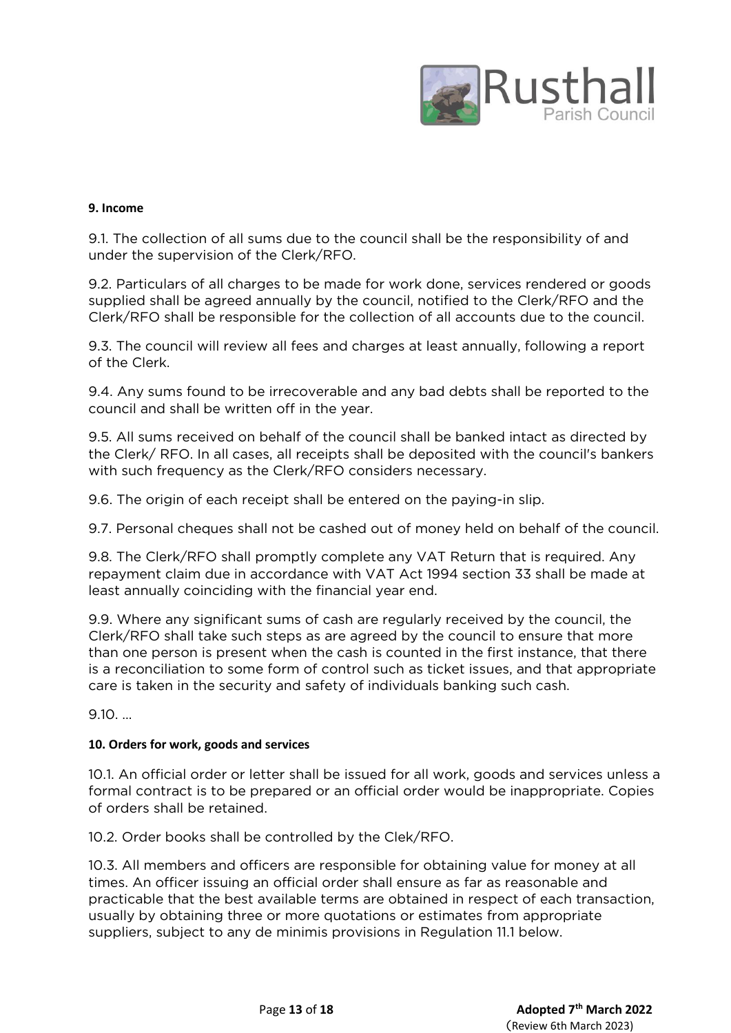**9. Income**

9.1. The collection of all sums due to the council shall be the responsibility of and under the supervision of the Clerk/RFO.

9.2. Particulars of all charges to be made for work done, services rendered or goods supplied shall be agreed annually by the council, notified to the Clerk/RFO and the Clerk/RFO shall be responsible for the collection of all accounts due to the council.

9.3. The council will review all fees and charges at least annually, following a report of the Clerk.

9.4. Any sums found to be irrecoverable and any bad debts shall be reported to the council and shall be written off in the year.

9.5. All sums received on behalf of the council shall be banked intact as directed by the Clerk/ RFO. In all cases, all receipts shall be deposited with the council's bankers with such frequency as the Clerk/RFO considers necessary.

9.6. The origin of each receipt shall be entered on the paying-in slip.

9.7. Personal cheques shall not be cashed out of money held on behalf of the council.

9.8. The Clerk/RFO shall promptly complete any VAT Return that is required. Any repayment claim due in accordance with VAT Act 1994 section 33 shall be made at least annually coinciding with the financial year end.

9.9. Where any significant sums of cash are regularly received by the council, the Clerk/RFO shall take such steps as are agreed by the council to ensure that more than one person is present when the cash is counted in the first instance, that there is a reconciliation to some form of control such as ticket issues, and that appropriate care is taken in the security and safety of individuals banking such cash.

9.10. …

**10. Orders for work, goods and services**

10.1. An official order or letter shall be issued for all work, goods and services unless a formal contract is to be prepared or an official order would be inappropriate. Copies of orders shall be retained.

10.2. Order books shall be controlled by the Clek/RFO.

10.3. All members and officers are responsible for obtaining value for money at all times. An officer issuing an official order shall ensure as far as reasonable and practicable that the best available terms are obtained in respect of each transaction, usually by obtaining three or more quotations or estimates from appropriate suppliers, subject to any de minimis provisions in Regulation 11.1 below.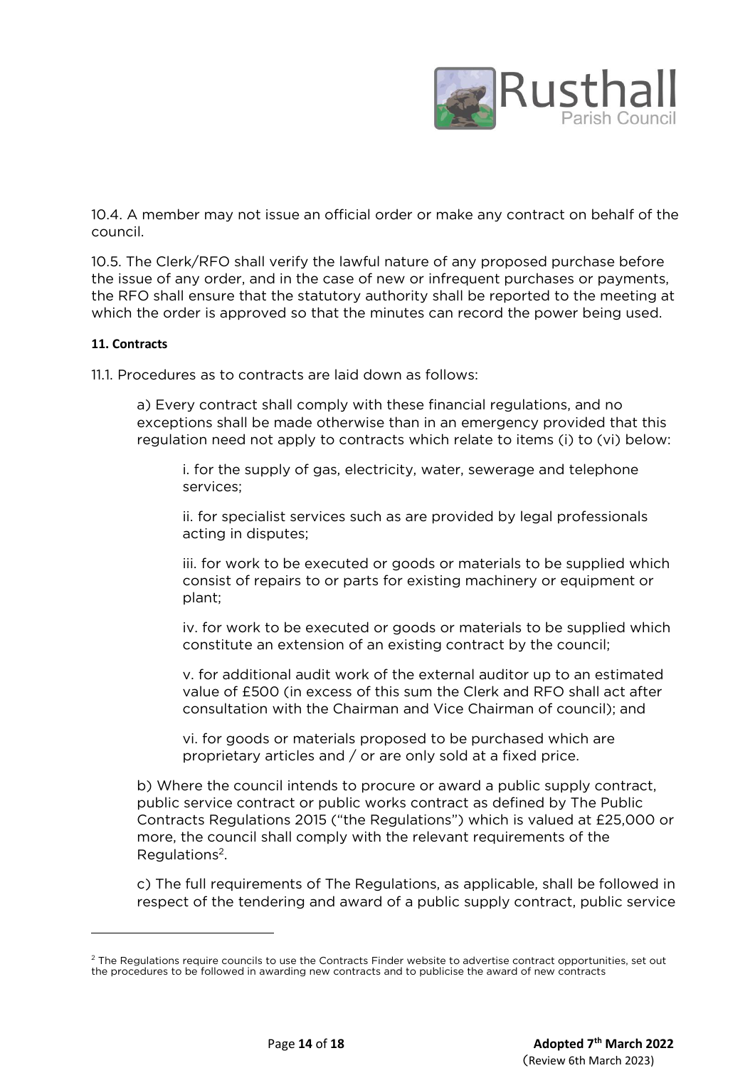10.4. A member may not issue an official order or make any contract on behalf of the council.

10.5. The Clerk/RFO shall verify the lawful nature of any proposed purchase before the issue of any order, and in the case of new or infrequent purchases or payments, the RFO shall ensure that the statutory authority shall be reported to the meeting at which the order is approved so that the minutes can record the power being used.

**11. Contracts**

11.1. Procedures as to contracts are laid down as follows:

a) Every contract shall comply with these financial regulations, and no exceptions shall be made otherwise than in an emergency provided that this regulation need not apply to contracts which relate to items (i) to (vi) below:

i. for the supply of gas, electricity, water, sewerage and telephone services;

ii. for specialist services such as are provided by legal professionals acting in disputes;

iii. for work to be executed or goods or materials to be supplied which consist of repairs to or parts for existing machinery or equipment or plant;

iv. for work to be executed or goods or materials to be supplied which constitute an extension of an existing contract by the council;

v. for additional audit work of the external auditor up to an estimated value of £500 (in excess of this sum the Clerk and RFO shall act after consultation with the Chairman and Vice Chairman of council); and

vi. for goods or materials proposed to be purchased which are proprietary articles and / or are only sold at a fixed price.

b) Where the council intends to procure or award a public supply contract, public service contract or public works contract as defined by The Public Contracts Regulations 2015 ("the Regulations") which is valued at £25,000 or more, the council shall comply with the relevant requirements of the Regulations[2].

c) The full requirements of The Regulations, as applicable, shall be followed in respect of the tendering and award of a public supply contract, public service

[2] The Regulations require councils to use the Contracts Finder website to advertise contract opportunities, set out the procedures to be followed in awarding new contracts and to publicise the award of new contracts

Adopted 7th March 2022
(Review 6th March 2023)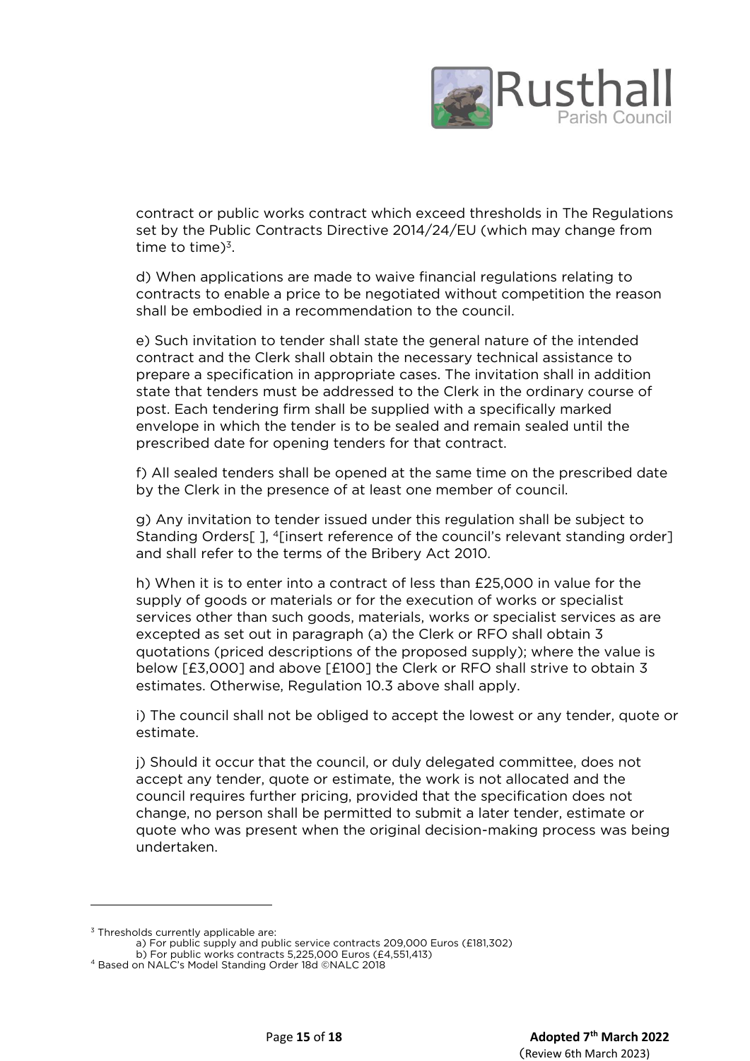contract or public works contract which exceed thresholds in The Regulations set by the Public Contracts Directive 2014/24/EU (which may change from time to time)[3].

d) When applications are made to waive financial regulations relating to contracts to enable a price to be negotiated without competition the reason shall be embodied in a recommendation to the council.

e) Such invitation to tender shall state the general nature of the intended contract and the Clerk shall obtain the necessary technical assistance to prepare a specification in appropriate cases. The invitation shall in addition state that tenders must be addressed to the Clerk in the ordinary course of post. Each tendering firm shall be supplied with a specifically marked envelope in which the tender is to be sealed and remain sealed until the prescribed date for opening tenders for that contract.

f) All sealed tenders shall be opened at the same time on the prescribed date by the Clerk in the presence of at least one member of council.

g) Any invitation to tender issued under this regulation shall be subject to Standing Orders[ ], [4][insert reference of the council's relevant standing order] and shall refer to the terms of the Bribery Act 2010.

h) When it is to enter into a contract of less than £25,000 in value for the supply of goods or materials or for the execution of works or specialist services other than such goods, materials, works or specialist services as are excepted as set out in paragraph (a) the Clerk or RFO shall obtain 3 quotations (priced descriptions of the proposed supply); where the value is below [£3,000] and above [£100] the Clerk or RFO shall strive to obtain 3 estimates. Otherwise, Regulation 10.3 above shall apply.

i) The council shall not be obliged to accept the lowest or any tender, quote or estimate.

j) Should it occur that the council, or duly delegated committee, does not accept any tender, quote or estimate, the work is not allocated and the council requires further pricing, provided that the specification does not change, no person shall be permitted to submit a later tender, estimate or quote who was present when the original decision-making process was being undertaken.

---

[3] Thresholds currently applicable are:
a) For public supply and public service contracts 209,000 Euros (£181,302)
b) For public works contracts 5,225,000 Euros (£4,551,413)

[4] Based on NALC's Model Standing Order 18d ©NALC 2018

**Adopted 7th March 2022**
(Review 6th March 2023)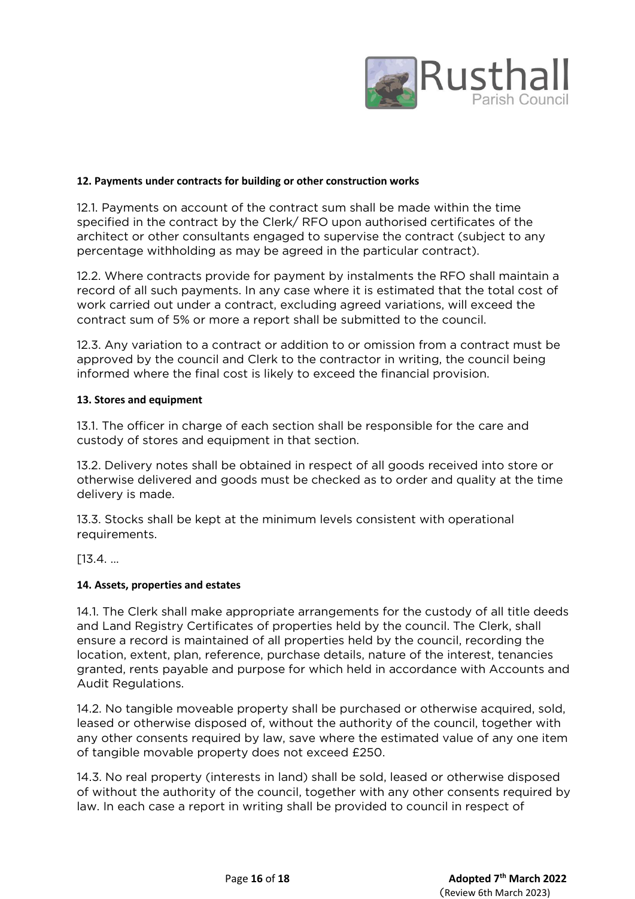**12. Payments under contracts for building or other construction works**

12.1. Payments on account of the contract sum shall be made within the time specified in the contract by the Clerk/ RFO upon authorised certificates of the architect or other consultants engaged to supervise the contract (subject to any percentage withholding as may be agreed in the particular contract).

12.2. Where contracts provide for payment by instalments the RFO shall maintain a record of all such payments. In any case where it is estimated that the total cost of work carried out under a contract, excluding agreed variations, will exceed the contract sum of 5% or more a report shall be submitted to the council.

12.3. Any variation to a contract or addition to or omission from a contract must be approved by the council and Clerk to the contractor in writing, the council being informed where the final cost is likely to exceed the financial provision.

**13. Stores and equipment**

13.1. The officer in charge of each section shall be responsible for the care and custody of stores and equipment in that section.

13.2. Delivery notes shall be obtained in respect of all goods received into store or otherwise delivered and goods must be checked as to order and quality at the time delivery is made.

13.3. Stocks shall be kept at the minimum levels consistent with operational requirements.

[13.4. …

**14. Assets, properties and estates**

14.1. The Clerk shall make appropriate arrangements for the custody of all title deeds and Land Registry Certificates of properties held by the council. The Clerk, shall ensure a record is maintained of all properties held by the council, recording the location, extent, plan, reference, purchase details, nature of the interest, tenancies granted, rents payable and purpose for which held in accordance with Accounts and Audit Regulations.

14.2. No tangible moveable property shall be purchased or otherwise acquired, sold, leased or otherwise disposed of, without the authority of the council, together with any other consents required by law, save where the estimated value of any one item of tangible movable property does not exceed £250.

14.3. No real property (interests in land) shall be sold, leased or otherwise disposed of without the authority of the council, together with any other consents required by law. In each case a report in writing shall be provided to council in respect of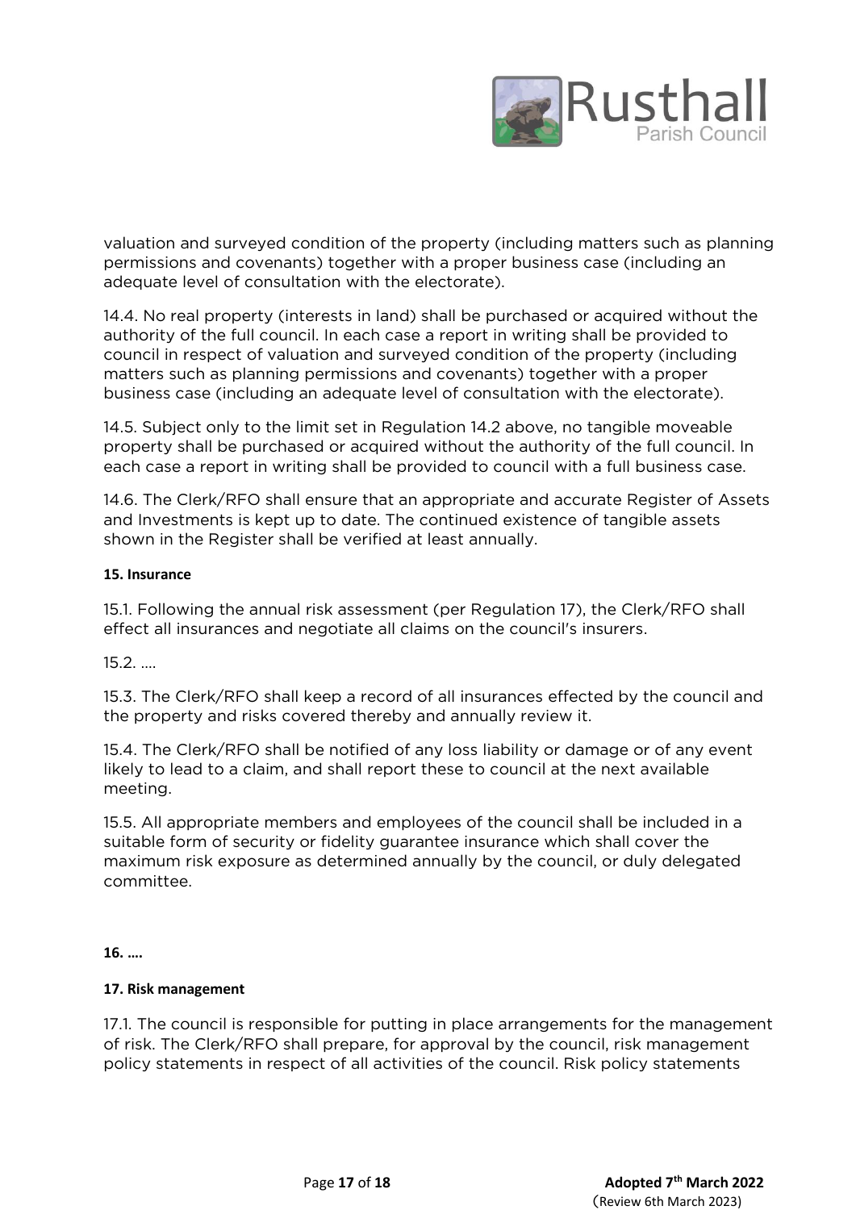valuation and surveyed condition of the property (including matters such as planning permissions and covenants) together with a proper business case (including an adequate level of consultation with the electorate).

14.4. No real property (interests in land) shall be purchased or acquired without the authority of the full council. In each case a report in writing shall be provided to council in respect of valuation and surveyed condition of the property (including matters such as planning permissions and covenants) together with a proper business case (including an adequate level of consultation with the electorate).

14.5. Subject only to the limit set in Regulation 14.2 above, no tangible moveable property shall be purchased or acquired without the authority of the full council. In each case a report in writing shall be provided to council with a full business case.

14.6. The Clerk/RFO shall ensure that an appropriate and accurate Register of Assets and Investments is kept up to date. The continued existence of tangible assets shown in the Register shall be verified at least annually.

**15. Insurance**

15.1. Following the annual risk assessment (per Regulation 17), the Clerk/RFO shall effect all insurances and negotiate all claims on the council's insurers.

15.2. ….

15.3. The Clerk/RFO shall keep a record of all insurances effected by the council and the property and risks covered thereby and annually review it.

15.4. The Clerk/RFO shall be notified of any loss liability or damage or of any event likely to lead to a claim, and shall report these to council at the next available meeting.

15.5. All appropriate members and employees of the council shall be included in a suitable form of security or fidelity guarantee insurance which shall cover the maximum risk exposure as determined annually by the council, or duly delegated committee.

**16. ….**

**17. Risk management**

17.1. The council is responsible for putting in place arrangements for the management of risk. The Clerk/RFO shall prepare, for approval by the council, risk management policy statements in respect of all activities of the council. Risk policy statements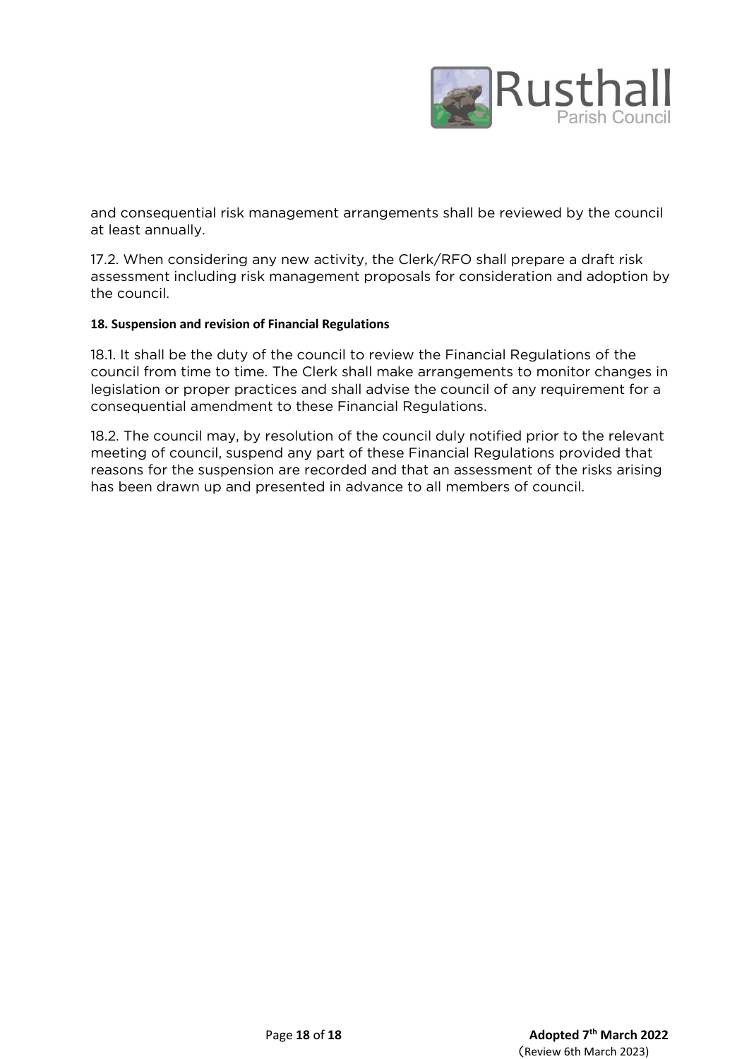and consequential risk management arrangements shall be reviewed by the council at least annually.

17.2. When considering any new activity, the Clerk/RFO shall prepare a draft risk assessment including risk management proposals for consideration and adoption by the council.

**18. Suspension and revision of Financial Regulations**

18.1. It shall be the duty of the council to review the Financial Regulations of the council from time to time. The Clerk shall make arrangements to monitor changes in legislation or proper practices and shall advise the council of any requirement for a consequential amendment to these Financial Regulations.

18.2. The council may, by resolution of the council duly notified prior to the relevant meeting of council, suspend any part of these Financial Regulations provided that reasons for the suspension are recorded and that an assessment of the risks arising has been drawn up and presented in advance to all members of council.